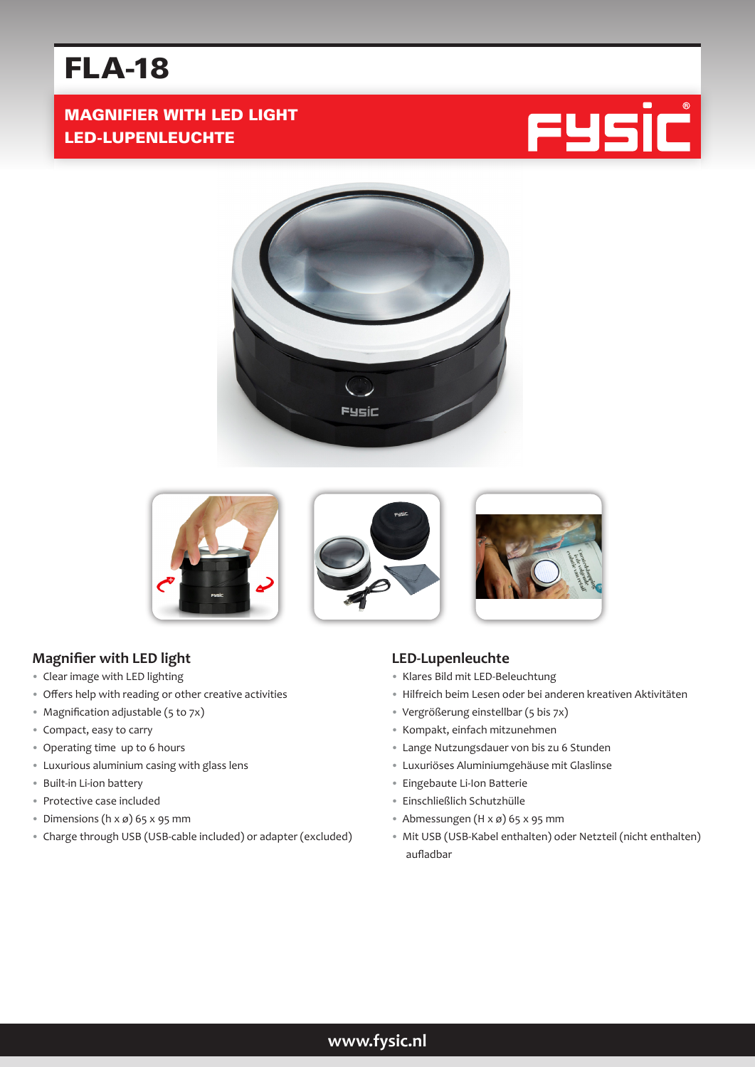# FLA-18

## MAGNIFIER WITH LED LIGHT
## LED-LUPENLEUCHTE

### Magnifier with LED light

- Clear image with LED lighting
- Offers help with reading or other creative activities
- Magnification adjustable (5 to 7x)
- Compact, easy to carry
- Operating time  up to 6 hours
- Luxurious aluminium casing with glass lens
- Built-in Li-ion battery
- Protective case included
- Dimensions (h x ø) 65 x 95 mm
- Charge through USB (USB-cable included) or adapter (excluded)

### LED-Lupenleuchte

- Klares Bild mit LED-Beleuchtung
- Hilfreich beim Lesen oder bei anderen kreativen Aktivitäten
- Vergrößerung einstellbar (5 bis 7x)
- Kompakt, einfach mitzunehmen
- Lange Nutzungsdauer von bis zu 6 Stunden
- Luxuriöses Aluminiumgehäuse mit Glaslinse
- Eingebaute Li-Ion Batterie
- Einschließlich Schutzhülle
- Abmessungen (H x ø) 65 x 95 mm
- Mit USB (USB-Kabel enthalten) oder Netzteil (nicht enthalten) aufladbar

www.fysic.nl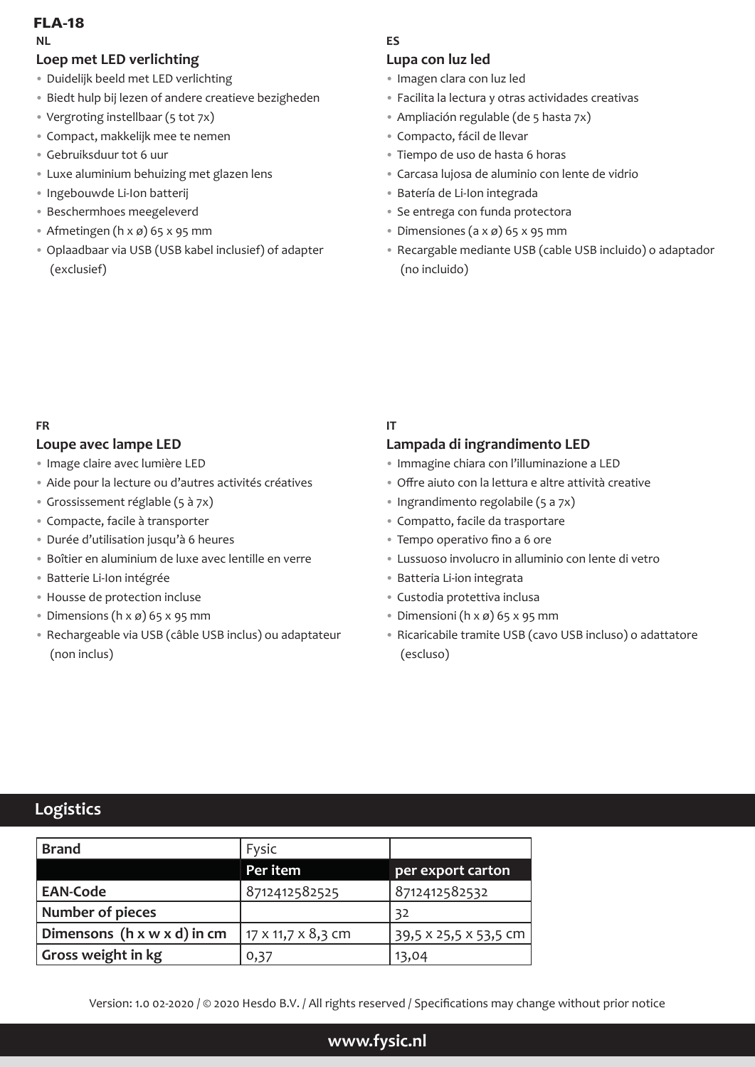**FLA-18**

**NL**

### Loep met LED verlichting

- Duidelijk beeld met LED verlichting
- Biedt hulp bij lezen of andere creatieve bezigheden
- Vergroting instellbaar (5 tot 7x)
- Compact, makkelijk mee te nemen
- Gebruiksduur tot 6 uur
- Luxe aluminium behuizing met glazen lens
- Ingebouwde Li-Ion batterij
- Beschermhoes meegeleverd
- Afmetingen (h x ø) 65 x 95 mm
- Oplaadbaar via USB (USB kabel inclusief) of adapter (exclusief)

**ES**

### Lupa con luz led

- Imagen clara con luz led
- Facilita la lectura y otras actividades creativas
- Ampliación regulable (de 5 hasta 7x)
- Compacto, fácil de llevar
- Tiempo de uso de hasta 6 horas
- Carcasa lujosa de aluminio con lente de vidrio
- Batería de Li-Ion integrada
- Se entrega con funda protectora
- Dimensiones (a x ø) 65 x 95 mm
- Recargable mediante USB (cable USB incluido) o adaptador (no incluido)

**FR**

### Loupe avec lampe LED

- Image claire avec lumière LED
- Aide pour la lecture ou d'autres activités créatives
- Grossissement réglable (5 à 7x)
- Compacte, facile à transporter
- Durée d'utilisation jusqu'à 6 heures
- Boîtier en aluminium de luxe avec lentille en verre
- Batterie Li-Ion intégrée
- Housse de protection incluse
- Dimensions (h x ø) 65 x 95 mm
- Rechargeable via USB (câble USB inclus) ou adaptateur (non inclus)

**IT**

### Lampada di ingrandimento LED

- Immagine chiara con l'illuminazione a LED
- Offre aiuto con la lettura e altre attività creative
- Ingrandimento regolabile (5 a 7x)
- Compatto, facile da trasportare
- Tempo operativo fino a 6 ore
- Lussuoso involucro in alluminio con lente di vetro
- Batteria Li-ion integrata
- Custodia protettiva inclusa
- Dimensioni (h x ø) 65 x 95 mm
- Ricaricabile tramite USB (cavo USB incluso) o adattatore (escluso)

## Logistics

| Brand | Fysic | |
|---|---|---|
| | **Per item** | **per export carton** |
| **EAN-Code** | 8712412582525 | 8712412582532 |
| **Number of pieces** | | 32 |
| **Dimensons (h x w x d) in cm** | 17 x 11,7 x 8,3 cm | 39,5 x 25,5 x 53,5 cm |
| **Gross weight in kg** | 0,37 | 13,04 |

Version: 1.0 02-2020 / © 2020 Hesdo B.V. / All rights reserved / Specifications may change without prior notice

**www.fysic.nl**